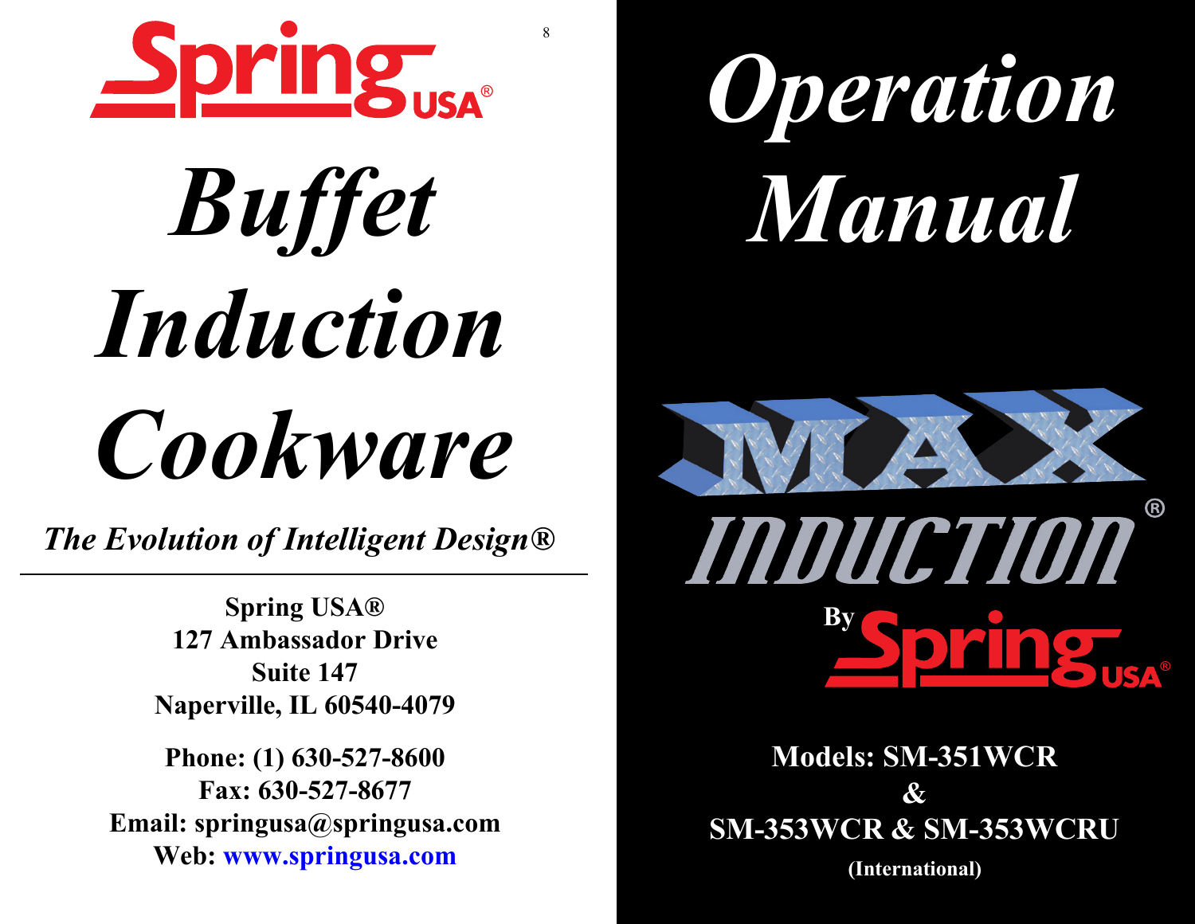Spring USA®

# *Buffet Induction Cookware*

***The Evolution of Intelligent Design®***

---

**Spring USA®**
**127 Ambassador Drive**
**Suite 147**
**Naperville, IL 60540-4079**

**Phone: (1) 630-527-8600**
**Fax: 630-527-8677**
**Email: springusa@springusa.com**
**Web: www.springusa.com**

# *Operation Manual*

MAX INDUCTION®

By Spring USA®

**Models: SM-351WCR**
**&**
**SM-353WCR & SM-353WCRU**
**(International)**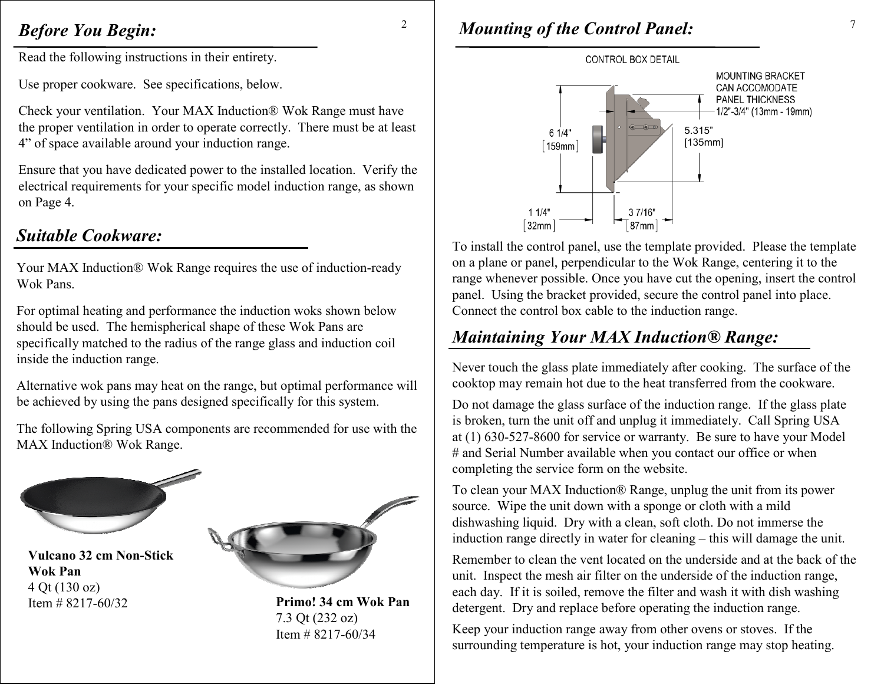## Before You Begin:

Read the following instructions in their entirety.

Use proper cookware. See specifications, below.

Check your ventilation. Your MAX Induction® Wok Range must have the proper ventilation in order to operate correctly. There must be at least 4" of space available around your induction range.

Ensure that you have dedicated power to the installed location. Verify the electrical requirements for your specific model induction range, as shown on Page 4.

## Suitable Cookware:

Your MAX Induction® Wok Range requires the use of induction-ready Wok Pans.

For optimal heating and performance the induction woks shown below should be used. The hemispherical shape of these Wok Pans are specifically matched to the radius of the range glass and induction coil inside the induction range.

Alternative wok pans may heat on the range, but optimal performance will be achieved by using the pans designed specifically for this system.

The following Spring USA components are recommended for use with the MAX Induction® Wok Range.

**Vulcano 32 cm Non-Stick Wok Pan**
4 Qt (130 oz)
Item # 8217-60/32

**Primo! 34 cm Wok Pan**
7.3 Qt (232 oz)
Item # 8217-60/34

## Mounting of the Control Panel:

CONTROL BOX DETAIL

MOUNTING BRACKET CAN ACCOMODATE PANEL THICKNESS 1/2"-3/4" (13mm - 19mm)

6 1/4" [159mm]

5.315" [135mm]

1 1/4" [32mm]

3 7/16" [87mm]

To install the control panel, use the template provided. Please the template on a plane or panel, perpendicular to the Wok Range, centering it to the range whenever possible. Once you have cut the opening, insert the control panel. Using the bracket provided, secure the control panel into place. Connect the control box cable to the induction range.

## Maintaining Your MAX Induction® Range:

Never touch the glass plate immediately after cooking. The surface of the cooktop may remain hot due to the heat transferred from the cookware.

Do not damage the glass surface of the induction range. If the glass plate is broken, turn the unit off and unplug it immediately. Call Spring USA at (1) 630-527-8600 for service or warranty. Be sure to have your Model # and Serial Number available when you contact our office or when completing the service form on the website.

To clean your MAX Induction® Range, unplug the unit from its power source. Wipe the unit down with a sponge or cloth with a mild dishwashing liquid. Dry with a clean, soft cloth. Do not immerse the induction range directly in water for cleaning – this will damage the unit.

Remember to clean the vent located on the underside and at the back of the unit. Inspect the mesh air filter on the underside of the induction range, each day. If it is soiled, remove the filter and wash it with dish washing detergent. Dry and replace before operating the induction range.

Keep your induction range away from other ovens or stoves. If the surrounding temperature is hot, your induction range may stop heating.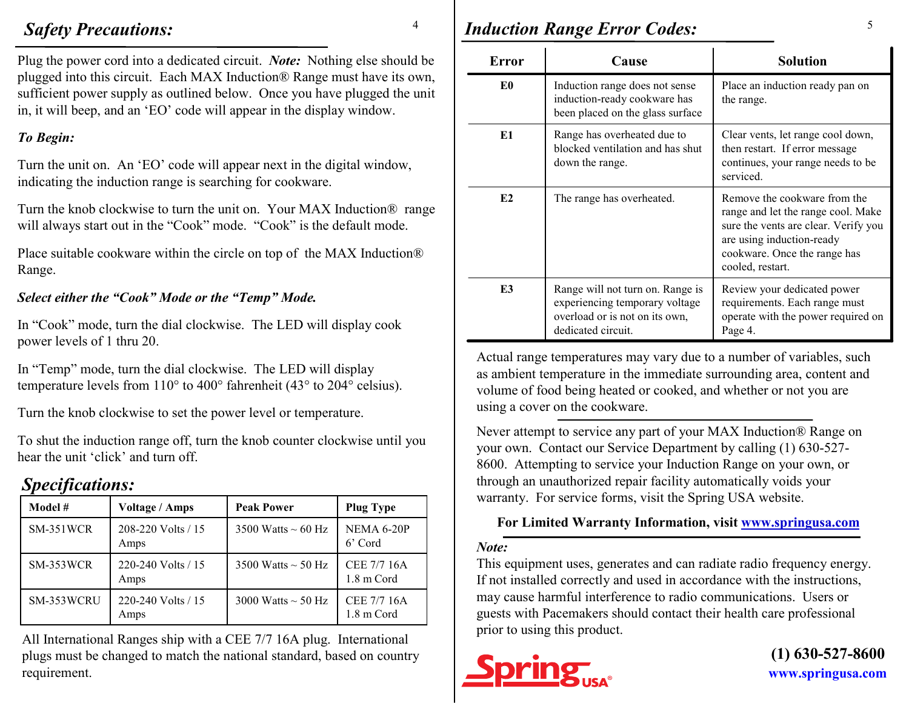## *Safety Precautions:*

Plug the power cord into a dedicated circuit. ***Note:*** Nothing else should be plugged into this circuit. Each MAX Induction® Range must have its own, sufficient power supply as outlined below. Once you have plugged the unit in, it will beep, and an 'EO' code will appear in the display window.

***To Begin:***

Turn the unit on. An 'EO' code will appear next in the digital window, indicating the induction range is searching for cookware.

Turn the knob clockwise to turn the unit on. Your MAX Induction® range will always start out in the "Cook" mode. "Cook" is the default mode.

Place suitable cookware within the circle on top of the MAX Induction® Range.

***Select either the "Cook" Mode or the "Temp" Mode.***

In "Cook" mode, turn the dial clockwise. The LED will display cook power levels of 1 thru 20.

In "Temp" mode, turn the dial clockwise. The LED will display temperature levels from 110° to 400° fahrenheit (43° to 204° celsius).

Turn the knob clockwise to set the power level or temperature.

To shut the induction range off, turn the knob counter clockwise until you hear the unit 'click' and turn off.

## *Specifications:*

| Model # | Voltage / Amps | Peak Power | Plug Type |
|---|---|---|---|
| SM-351WCR | 208-220 Volts / 15 Amps | 3500 Watts ~ 60 Hz | NEMA 6-20P 6' Cord |
| SM-353WCR | 220-240 Volts / 15 Amps | 3500 Watts ~ 50 Hz | CEE 7/7 16A 1.8 m Cord |
| SM-353WCRU | 220-240 Volts / 15 Amps | 3000 Watts ~ 50 Hz | CEE 7/7 16A 1.8 m Cord |

All International Ranges ship with a CEE 7/7 16A plug. International plugs must be changed to match the national standard, based on country requirement.

## *Induction Range Error Codes:*

| Error | Cause | Solution |
|---|---|---|
| **E0** | Induction range does not sense induction-ready cookware has been placed on the glass surface | Place an induction ready pan on the range. |
| **E1** | Range has overheated due to blocked ventilation and has shut down the range. | Clear vents, let range cool down, then restart. If error message continues, your range needs to be serviced. |
| **E2** | The range has overheated. | Remove the cookware from the range and let the range cool. Make sure the vents are clear. Verify you are using induction-ready cookware. Once the range has cooled, restart. |
| **E3** | Range will not turn on. Range is experiencing temporary voltage overload or is not on its own, dedicated circuit. | Review your dedicated power requirements. Each range must operate with the power required on Page 4. |

Actual range temperatures may vary due to a number of variables, such as ambient temperature in the immediate surrounding area, content and volume of food being heated or cooked, and whether or not you are using a cover on the cookware.

Never attempt to service any part of your MAX Induction® Range on your own. Contact our Service Department by calling (1) 630-527-8600. Attempting to service your Induction Range on your own, or through an unauthorized repair facility automatically voids your warranty. For service forms, visit the Spring USA website.

**For Limited Warranty Information, visit www.springusa.com**

***Note:***
This equipment uses, generates and can radiate radio frequency energy. If not installed correctly and used in accordance with the instructions, may cause harmful interference to radio communications. Users or guests with Pacemakers should contact their health care professional prior to using this product.

Spring USA®

**(1) 630-527-8600**
**www.springusa.com**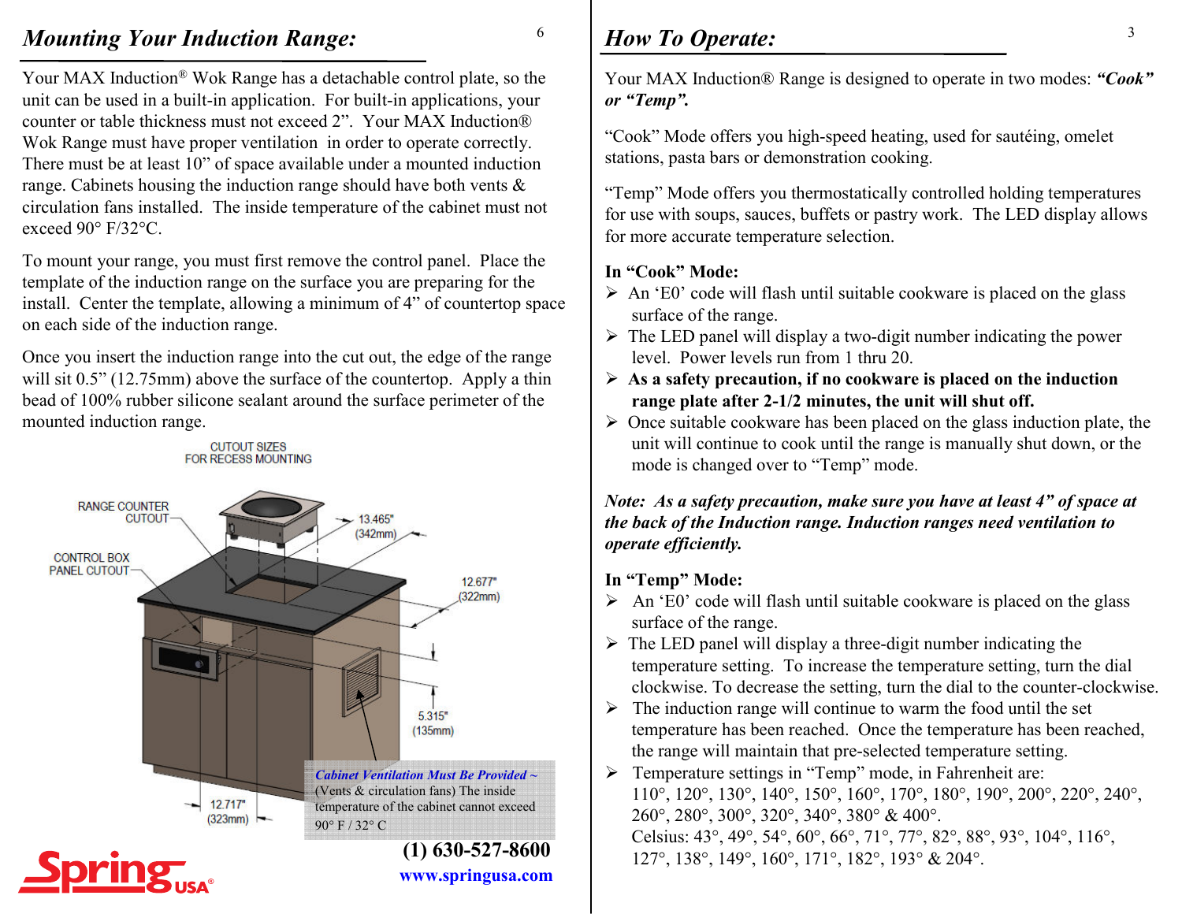## *Mounting Your Induction Range:*

Your MAX Induction® Wok Range has a detachable control plate, so the unit can be used in a built-in application. For built-in applications, your counter or table thickness must not exceed 2". Your MAX Induction® Wok Range must have proper ventilation in order to operate correctly. There must be at least 10" of space available under a mounted induction range. Cabinets housing the induction range should have both vents & circulation fans installed. The inside temperature of the cabinet must not exceed 90° F/32°C.

To mount your range, you must first remove the control panel. Place the template of the induction range on the surface you are preparing for the install. Center the template, allowing a minimum of 4" of countertop space on each side of the induction range.

Once you insert the induction range into the cut out, the edge of the range will sit 0.5" (12.75mm) above the surface of the countertop. Apply a thin bead of 100% rubber silicone sealant around the surface perimeter of the mounted induction range.

CUTOUT SIZES
FOR RECESS MOUNTING

RANGE COUNTER CUTOUT

CONTROL BOX PANEL CUTOUT

13.465" (342mm)

12.677" (322mm)

5.315" (135mm)

12.717" (323mm)

*Cabinet Ventilation Must Be Provided ~* (Vents & circulation fans) The inside temperature of the cabinet cannot exceed 90° F / 32° C

**(1) 630-527-8600**

**www.springusa.com**

## *How To Operate:*

Your MAX Induction® Range is designed to operate in two modes: ***"Cook" or "Temp".***

"Cook" Mode offers you high-speed heating, used for sautéing, omelet stations, pasta bars or demonstration cooking.

"Temp" Mode offers you thermostatically controlled holding temperatures for use with soups, sauces, buffets or pastry work. The LED display allows for more accurate temperature selection.

**In "Cook" Mode:**

- An 'E0' code will flash until suitable cookware is placed on the glass surface of the range.
- The LED panel will display a two-digit number indicating the power level. Power levels run from 1 thru 20.
- **As a safety precaution, if no cookware is placed on the induction range plate after 2-1/2 minutes, the unit will shut off.**
- Once suitable cookware has been placed on the glass induction plate, the unit will continue to cook until the range is manually shut down, or the mode is changed over to "Temp" mode.

***Note: As a safety precaution, make sure you have at least 4" of space at the back of the Induction range. Induction ranges need ventilation to operate efficiently.***

**In "Temp" Mode:**

- An 'E0' code will flash until suitable cookware is placed on the glass surface of the range.
- The LED panel will display a three-digit number indicating the temperature setting. To increase the temperature setting, turn the dial clockwise. To decrease the setting, turn the dial to the counter-clockwise.
- The induction range will continue to warm the food until the set temperature has been reached. Once the temperature has been reached, the range will maintain that pre-selected temperature setting.
- Temperature settings in "Temp" mode, in Fahrenheit are: 110°, 120°, 130°, 140°, 150°, 160°, 170°, 180°, 190°, 200°, 220°, 240°, 260°, 280°, 300°, 320°, 340°, 380° & 400°. Celsius: 43°, 49°, 54°, 60°, 66°, 71°, 77°, 82°, 88°, 93°, 104°, 116°, 127°, 138°, 149°, 160°, 171°, 182°, 193° & 204°.